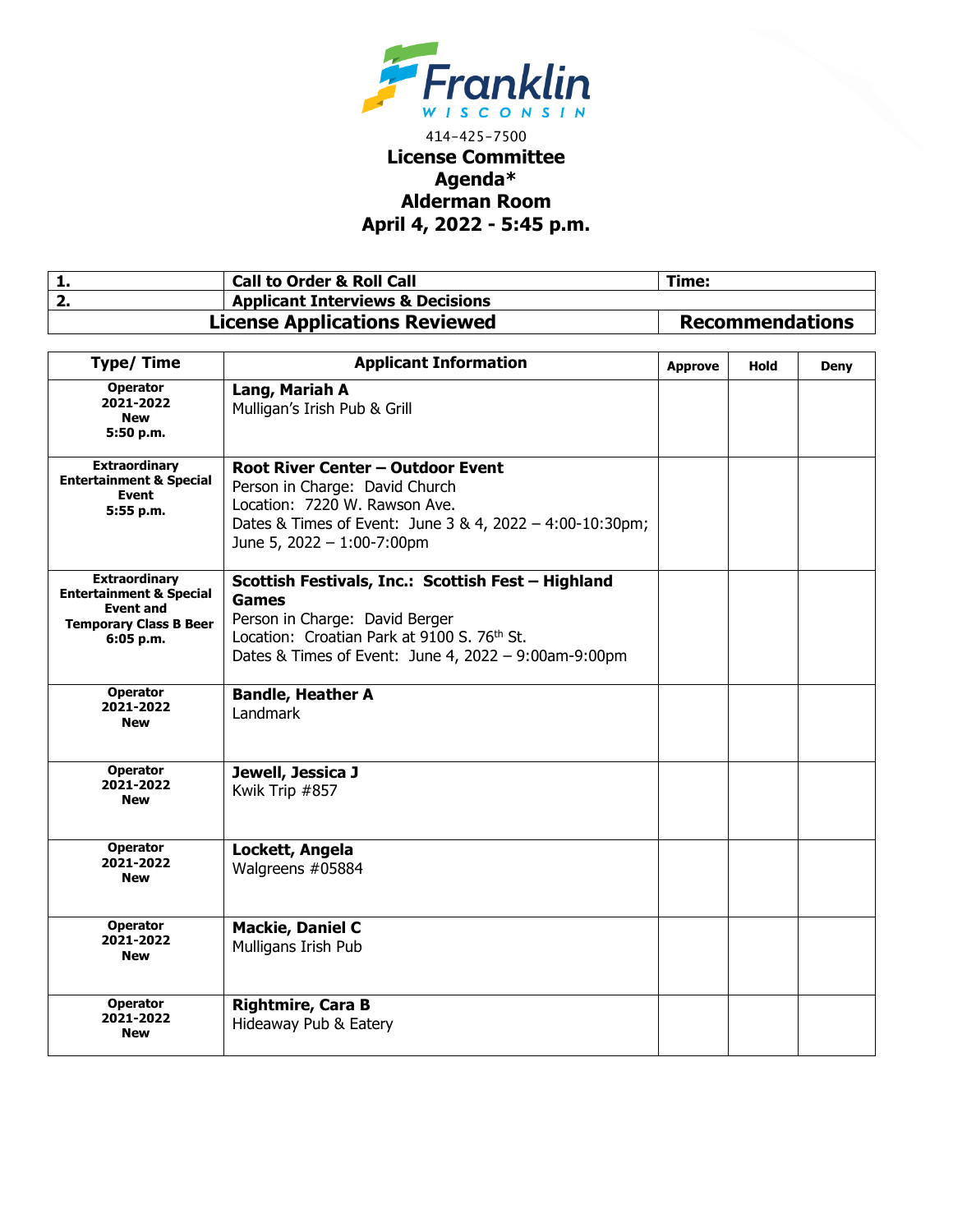Franklin
WISCONSIN

414-425-7500

# License Committee
# Agenda*
# Alderman Room
# April 4, 2022 - 5:45 p.m.

| | | |
|---|---|---|
| **1.** | **Call to Order & Roll Call** | **Time:** |
| **2.** | **Applicant Interviews & Decisions** | |
| **License Applications Reviewed** | | **Recommendations** |

| Type/ Time | Applicant Information | Approve | Hold | Deny |
|---|---|---|---|---|
| **Operator 2021-2022 New 5:50 p.m.** | **Lang, Mariah A**<br>Mulligan's Irish Pub & Grill | | | |
| **Extraordinary Entertainment & Special Event 5:55 p.m.** | **Root River Center – Outdoor Event**<br>Person in Charge: David Church<br>Location: 7220 W. Rawson Ave.<br>Dates & Times of Event: June 3 & 4, 2022 – 4:00-10:30pm; June 5, 2022 – 1:00-7:00pm | | | |
| **Extraordinary Entertainment & Special Event and Temporary Class B Beer 6:05 p.m.** | **Scottish Festivals, Inc.: Scottish Fest – Highland Games**<br>Person in Charge: David Berger<br>Location: Croatian Park at 9100 S. 76th St.<br>Dates & Times of Event: June 4, 2022 – 9:00am-9:00pm | | | |
| **Operator 2021-2022 New** | **Bandle, Heather A**<br>Landmark | | | |
| **Operator 2021-2022 New** | **Jewell, Jessica J**<br>Kwik Trip #857 | | | |
| **Operator 2021-2022 New** | **Lockett, Angela**<br>Walgreens #05884 | | | |
| **Operator 2021-2022 New** | **Mackie, Daniel C**<br>Mulligans Irish Pub | | | |
| **Operator 2021-2022 New** | **Rightmire, Cara B**<br>Hideaway Pub & Eatery | | | |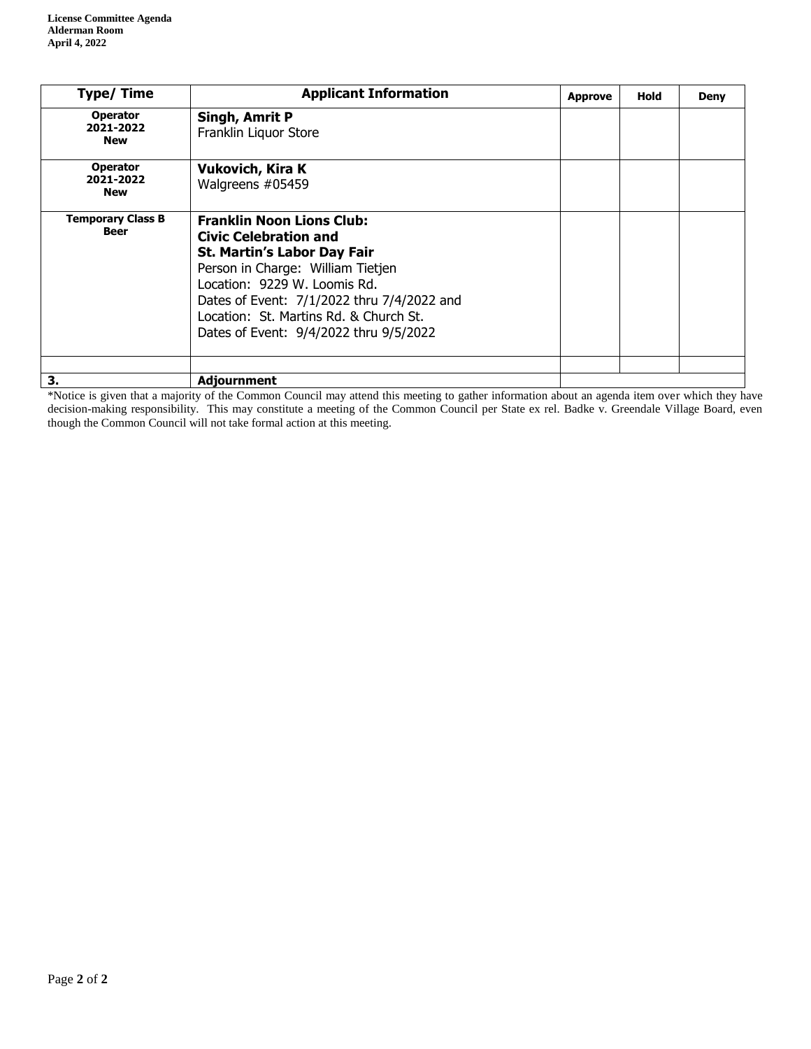**License Committee Agenda**
**Alderman Room**
**April 4, 2022**

| Type/ Time | Applicant Information | Approve | Hold | Deny |
|---|---|---|---|---|
| **Operator 2021-2022 New** | **Singh, Amrit P** Franklin Liquor Store | | | |
| **Operator 2021-2022 New** | **Vukovich, Kira K** Walgreens #05459 | | | |
| **Temporary Class B Beer** | **Franklin Noon Lions Club: Civic Celebration and St. Martin's Labor Day Fair** Person in Charge: William Tietjen Location: 9229 W. Loomis Rd. Dates of Event: 7/1/2022 thru 7/4/2022 and Location: St. Martins Rd. & Church St. Dates of Event: 9/4/2022 thru 9/5/2022 | | | |
| | | | | |
| **3.** | **Adjournment** | | | |

*Notice is given that a majority of the Common Council may attend this meeting to gather information about an agenda item over which they have decision-making responsibility. This may constitute a meeting of the Common Council per State ex rel. Badke v. Greendale Village Board, even though the Common Council will not take formal action at this meeting.